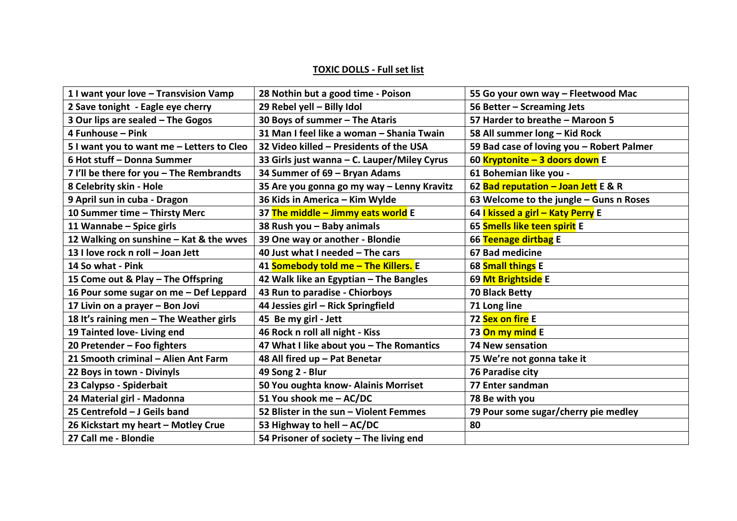**TOXIC DOLLS - Full set list**

| | | |
|---|---|---|
| 1 I want your love – Transvision Vamp | 28 Nothin but a good time - Poison | 55 Go your own way – Fleetwood Mac |
| 2 Save tonight - Eagle eye cherry | 29 Rebel yell – Billy Idol | 56 Better – Screaming Jets |
| 3 Our lips are sealed – The Gogos | 30 Boys of summer – The Ataris | 57 Harder to breathe – Maroon 5 |
| 4 Funhouse – Pink | 31 Man I feel like a woman – Shania Twain | 58 All summer long – Kid Rock |
| 5 I want you to want me – Letters to Cleo | 32 Video killed – Presidents of the USA | 59 Bad case of loving you – Robert Palmer |
| 6 Hot stuff – Donna Summer | 33 Girls just wanna – C. Lauper/Miley Cyrus | 60 Kryptonite – 3 doors down E |
| 7 I'll be there for you – The Rembrandts | 34 Summer of 69 – Bryan Adams | 61 Bohemian like you - |
| 8 Celebrity skin - Hole | 35 Are you gonna go my way – Lenny Kravitz | 62 Bad reputation – Joan Jett E & R |
| 9 April sun in cuba - Dragon | 36 Kids in America – Kim Wylde | 63 Welcome to the jungle – Guns n Roses |
| 10 Summer time – Thirsty Merc | 37 The middle – Jimmy eats world E | 64 I kissed a girl – Katy Perry E |
| 11 Wannabe – Spice girls | 38 Rush you – Baby animals | 65 Smells like teen spirit E |
| 12 Walking on sunshine – Kat & the wves | 39 One way or another - Blondie | 66 Teenage dirtbag E |
| 13 I love rock n roll – Joan Jett | 40 Just what I needed – The cars | 67 Bad medicine |
| 14 So what - Pink | 41 Somebody told me – The Killers. E | 68 Small things E |
| 15 Come out & Play – The Offspring | 42 Walk like an Egyptian – The Bangles | 69 Mt Brightside E |
| 16 Pour some sugar on me – Def Leppard | 43 Run to paradise - Chiorboys | 70 Black Betty |
| 17 Livin on a prayer – Bon Jovi | 44 Jessies girl – Rick Springfield | 71 Long line |
| 18 It's raining men – The Weather girls | 45 Be my girl - Jett | 72 Sex on fire E |
| 19 Tainted love- Living end | 46 Rock n roll all night - Kiss | 73 On my mind E |
| 20 Pretender – Foo fighters | 47 What I like about you – The Romantics | 74 New sensation |
| 21 Smooth criminal – Alien Ant Farm | 48 All fired up – Pat Benetar | 75 We're not gonna take it |
| 22 Boys in town - Divinyls | 49 Song 2 - Blur | 76 Paradise city |
| 23 Calypso - Spiderbait | 50 You oughta know- Alainis Morriset | 77 Enter sandman |
| 24 Material girl - Madonna | 51 You shook me – AC/DC | 78 Be with you |
| 25 Centrefold – J Geils band | 52 Blister in the sun – Violent Femmes | 79 Pour some sugar/cherry pie medley |
| 26 Kickstart my heart – Motley Crue | 53 Highway to hell – AC/DC | 80 |
| 27 Call me - Blondie | 54 Prisoner of society – The living end | |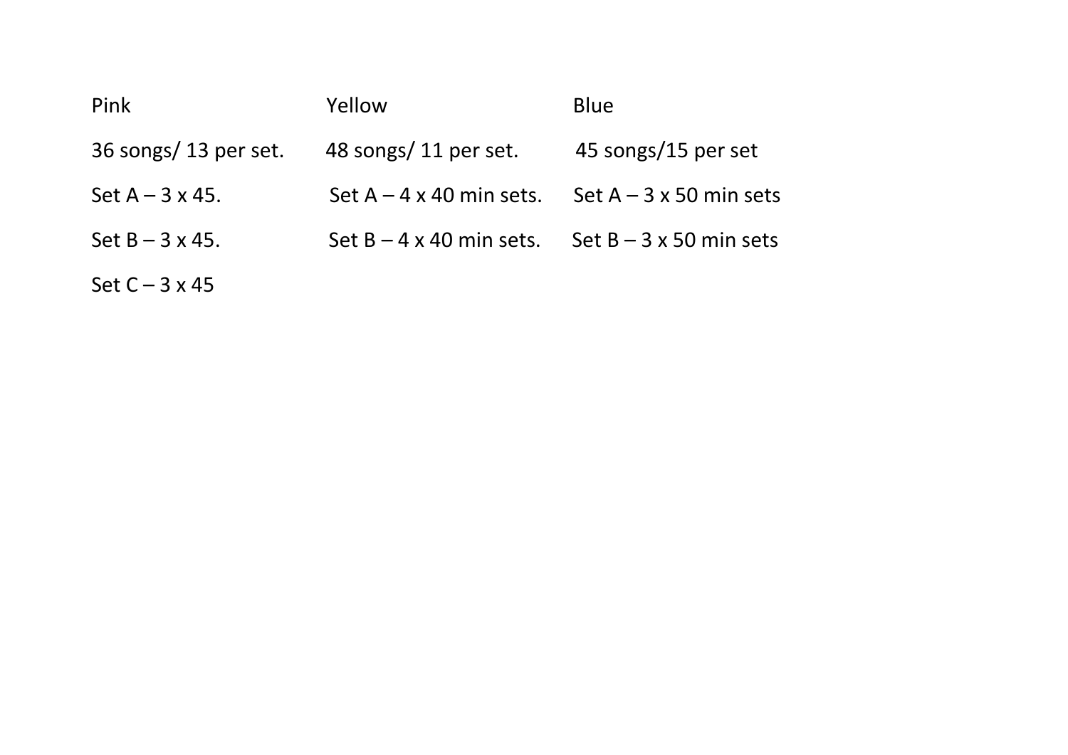| Pink | Yellow | Blue |
|---|---|---|
| 36 songs/ 13 per set. | 48 songs/ 11 per set. | 45 songs/15 per set |
| Set A – 3 x 45. | Set A – 4 x 40 min sets. | Set A – 3 x 50 min sets |
| Set B – 3 x 45. | Set B – 4 x 40 min sets. | Set B – 3 x 50 min sets |
| Set C – 3 x 45 | | |